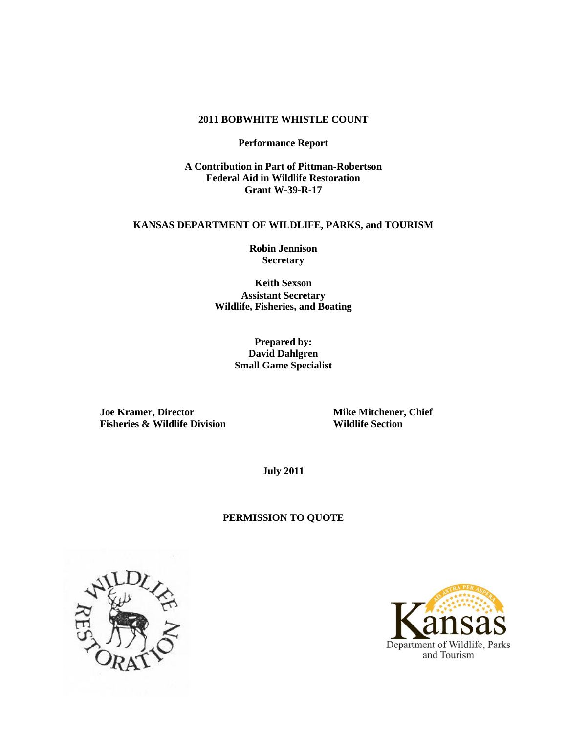# 2011 BOBWHITE WHISTLE COUNT

**Performance Report**

**A Contribution in Part of Pittman-Robertson**
**Federal Aid in Wildlife Restoration**
**Grant W-39-R-17**

**KANSAS DEPARTMENT OF WILDLIFE, PARKS, and TOURISM**

**Robin Jennison**
**Secretary**

**Keith Sexson**
**Assistant Secretary**
**Wildlife, Fisheries, and Boating**

**Prepared by:**
**David Dahlgren**
**Small Game Specialist**

**Joe Kramer, Director**
**Fisheries & Wildlife Division**

**Mike Mitchener, Chief**
**Wildlife Section**

**July 2011**

**PERMISSION TO QUOTE**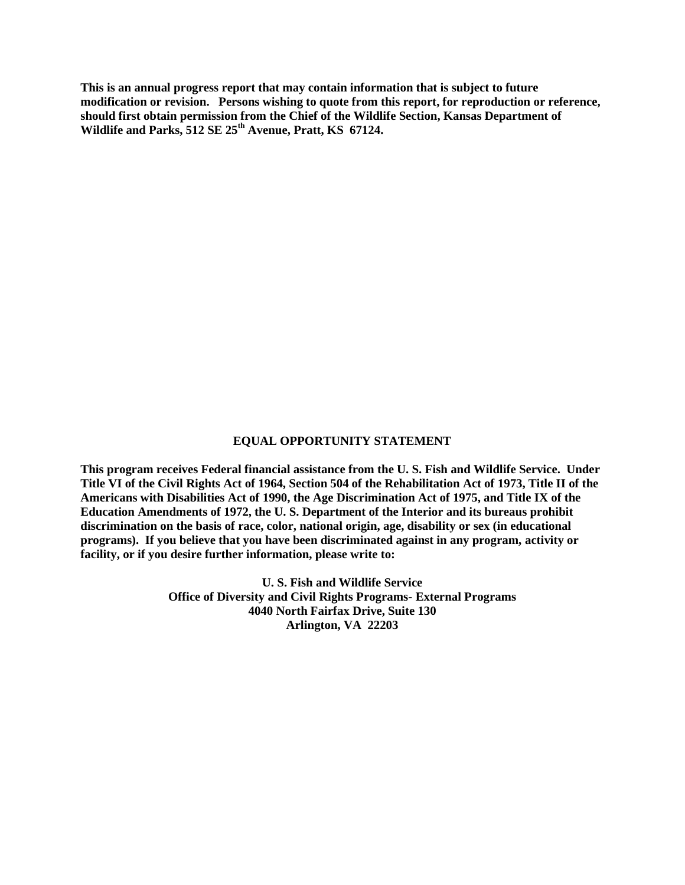**This is an annual progress report that may contain information that is subject to future modification or revision. Persons wishing to quote from this report, for reproduction or reference, should first obtain permission from the Chief of the Wildlife Section, Kansas Department of Wildlife and Parks, 512 SE 25th Avenue, Pratt, KS 67124.**

## EQUAL OPPORTUNITY STATEMENT

**This program receives Federal financial assistance from the U. S. Fish and Wildlife Service. Under Title VI of the Civil Rights Act of 1964, Section 504 of the Rehabilitation Act of 1973, Title II of the Americans with Disabilities Act of 1990, the Age Discrimination Act of 1975, and Title IX of the Education Amendments of 1972, the U. S. Department of the Interior and its bureaus prohibit discrimination on the basis of race, color, national origin, age, disability or sex (in educational programs). If you believe that you have been discriminated against in any program, activity or facility, or if you desire further information, please write to:**

**U. S. Fish and Wildlife Service**
**Office of Diversity and Civil Rights Programs- External Programs**
**4040 North Fairfax Drive, Suite 130**
**Arlington, VA 22203**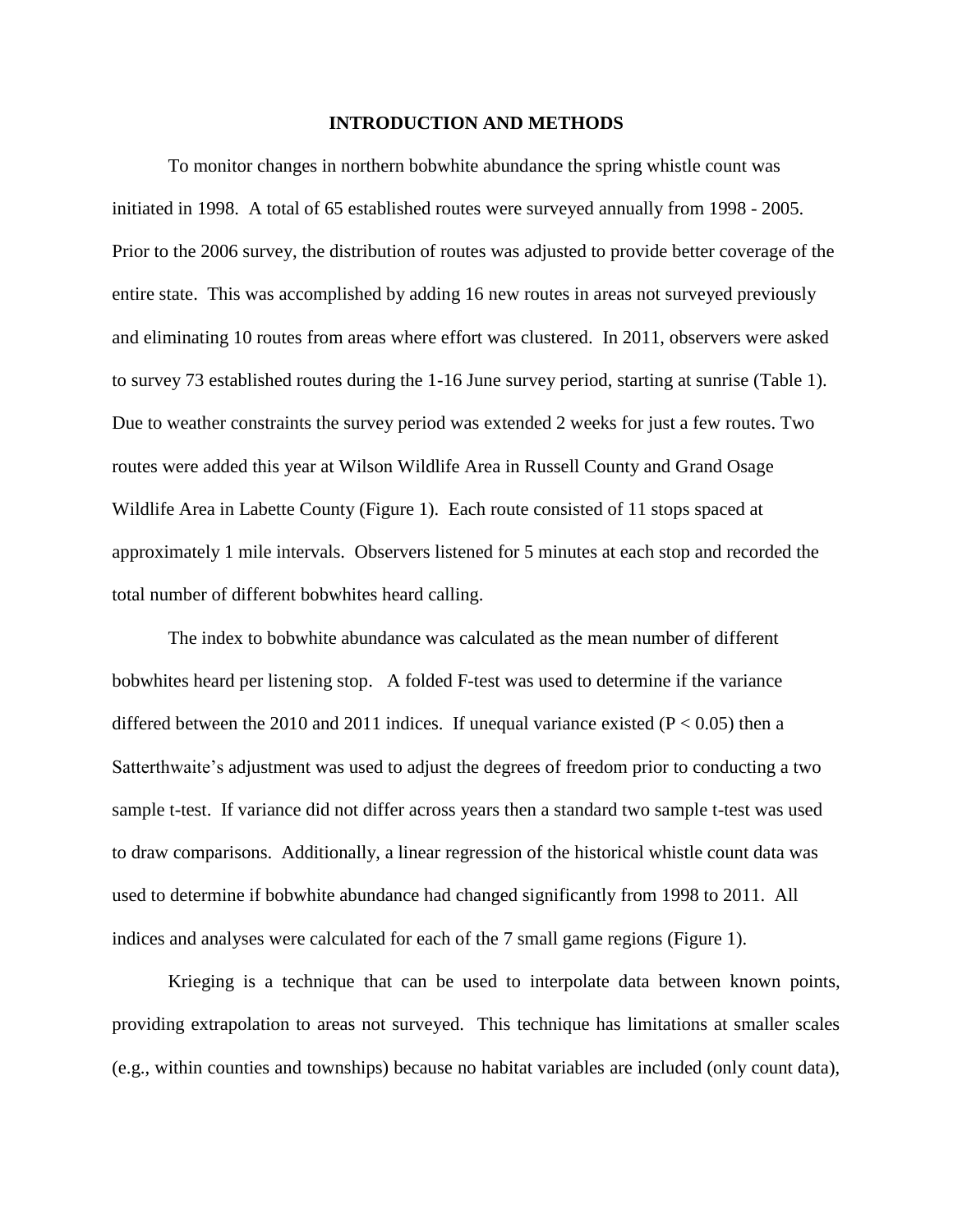## INTRODUCTION AND METHODS

To monitor changes in northern bobwhite abundance the spring whistle count was initiated in 1998. A total of 65 established routes were surveyed annually from 1998 - 2005. Prior to the 2006 survey, the distribution of routes was adjusted to provide better coverage of the entire state. This was accomplished by adding 16 new routes in areas not surveyed previously and eliminating 10 routes from areas where effort was clustered. In 2011, observers were asked to survey 73 established routes during the 1-16 June survey period, starting at sunrise (Table 1). Due to weather constraints the survey period was extended 2 weeks for just a few routes. Two routes were added this year at Wilson Wildlife Area in Russell County and Grand Osage Wildlife Area in Labette County (Figure 1). Each route consisted of 11 stops spaced at approximately 1 mile intervals. Observers listened for 5 minutes at each stop and recorded the total number of different bobwhites heard calling.

The index to bobwhite abundance was calculated as the mean number of different bobwhites heard per listening stop. A folded F-test was used to determine if the variance differed between the 2010 and 2011 indices. If unequal variance existed ($P < 0.05$) then a Satterthwaite's adjustment was used to adjust the degrees of freedom prior to conducting a two sample t-test. If variance did not differ across years then a standard two sample t-test was used to draw comparisons. Additionally, a linear regression of the historical whistle count data was used to determine if bobwhite abundance had changed significantly from 1998 to 2011. All indices and analyses were calculated for each of the 7 small game regions (Figure 1).

Krieging is a technique that can be used to interpolate data between known points, providing extrapolation to areas not surveyed. This technique has limitations at smaller scales (e.g., within counties and townships) because no habitat variables are included (only count data),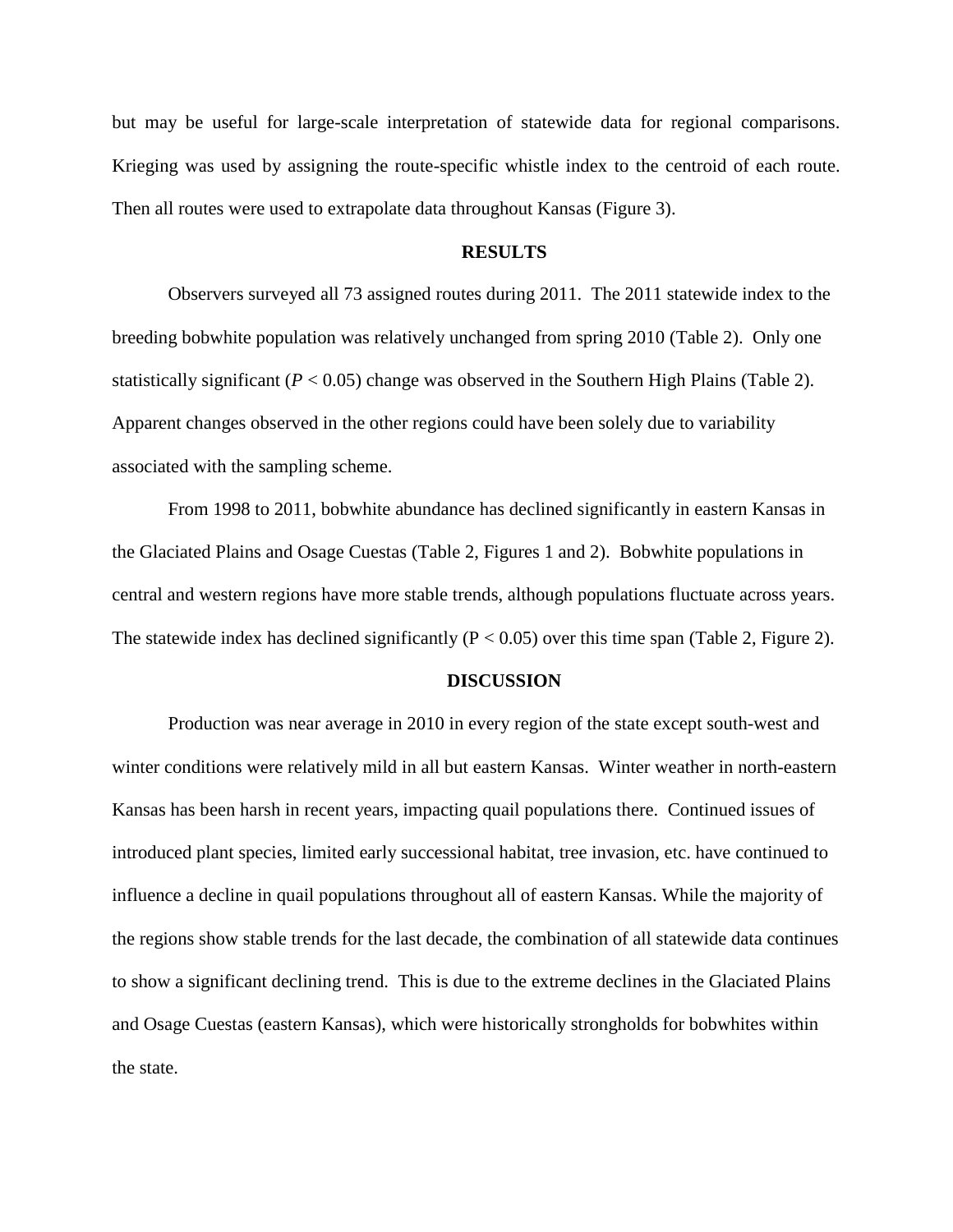but may be useful for large-scale interpretation of statewide data for regional comparisons. Krieging was used by assigning the route-specific whistle index to the centroid of each route. Then all routes were used to extrapolate data throughout Kansas (Figure 3).

## RESULTS

Observers surveyed all 73 assigned routes during 2011. The 2011 statewide index to the breeding bobwhite population was relatively unchanged from spring 2010 (Table 2). Only one statistically significant ($P < 0.05$) change was observed in the Southern High Plains (Table 2). Apparent changes observed in the other regions could have been solely due to variability associated with the sampling scheme.

From 1998 to 2011, bobwhite abundance has declined significantly in eastern Kansas in the Glaciated Plains and Osage Cuestas (Table 2, Figures 1 and 2). Bobwhite populations in central and western regions have more stable trends, although populations fluctuate across years. The statewide index has declined significantly ($P < 0.05$) over this time span (Table 2, Figure 2).

## DISCUSSION

Production was near average in 2010 in every region of the state except south-west and winter conditions were relatively mild in all but eastern Kansas. Winter weather in north-eastern Kansas has been harsh in recent years, impacting quail populations there. Continued issues of introduced plant species, limited early successional habitat, tree invasion, etc. have continued to influence a decline in quail populations throughout all of eastern Kansas. While the majority of the regions show stable trends for the last decade, the combination of all statewide data continues to show a significant declining trend. This is due to the extreme declines in the Glaciated Plains and Osage Cuestas (eastern Kansas), which were historically strongholds for bobwhites within the state.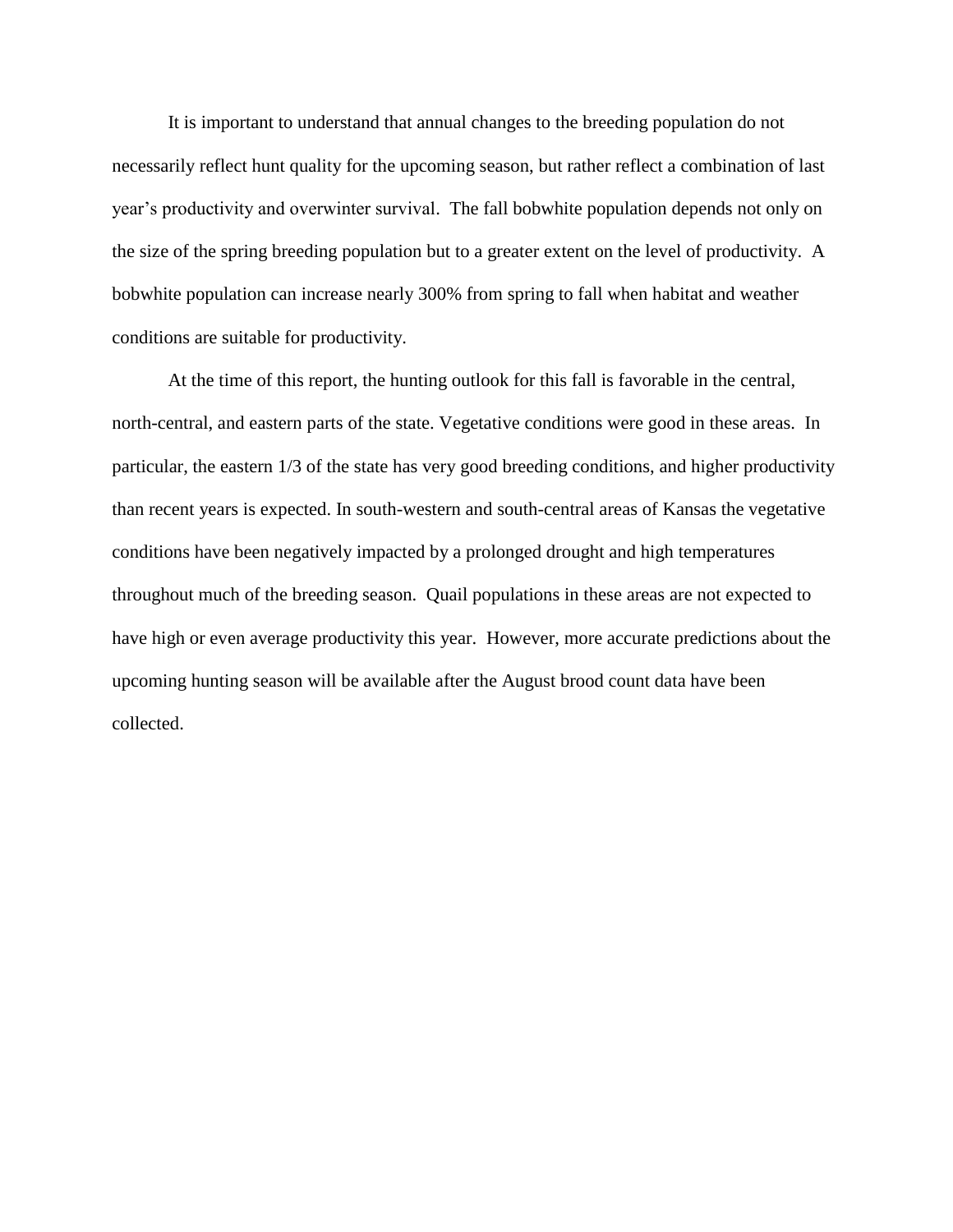It is important to understand that annual changes to the breeding population do not necessarily reflect hunt quality for the upcoming season, but rather reflect a combination of last year's productivity and overwinter survival. The fall bobwhite population depends not only on the size of the spring breeding population but to a greater extent on the level of productivity. A bobwhite population can increase nearly 300% from spring to fall when habitat and weather conditions are suitable for productivity.

At the time of this report, the hunting outlook for this fall is favorable in the central, north-central, and eastern parts of the state. Vegetative conditions were good in these areas. In particular, the eastern 1/3 of the state has very good breeding conditions, and higher productivity than recent years is expected. In south-western and south-central areas of Kansas the vegetative conditions have been negatively impacted by a prolonged drought and high temperatures throughout much of the breeding season. Quail populations in these areas are not expected to have high or even average productivity this year. However, more accurate predictions about the upcoming hunting season will be available after the August brood count data have been collected.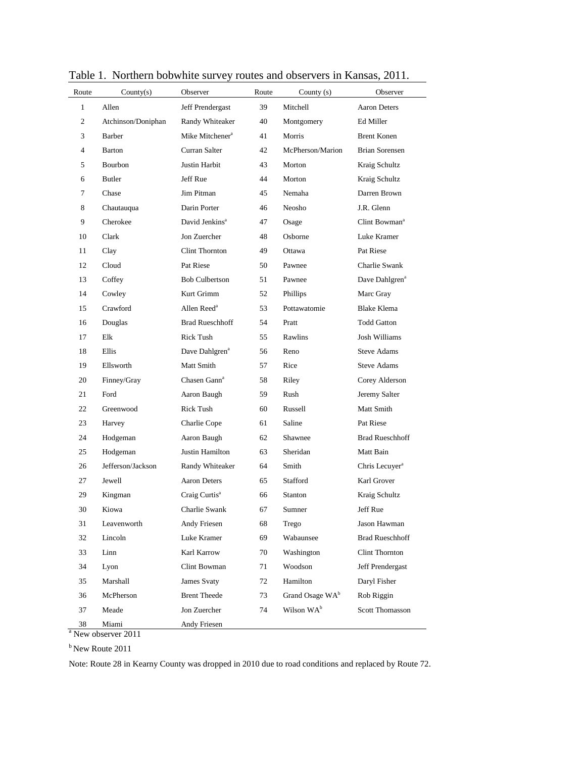Table 1. Northern bobwhite survey routes and observers in Kansas, 2011.

| Route | County(s) | Observer | Route | County (s) | Observer |
|---|---|---|---|---|---|
| 1 | Allen | Jeff Prendergast | 39 | Mitchell | Aaron Deters |
| 2 | Atchinson/Doniphan | Randy Whiteaker | 40 | Montgomery | Ed Miller |
| 3 | Barber | Mike Mitchener[a] | 41 | Morris | Brent Konen |
| 4 | Barton | Curran Salter | 42 | McPherson/Marion | Brian Sorensen |
| 5 | Bourbon | Justin Harbit | 43 | Morton | Kraig Schultz |
| 6 | Butler | Jeff Rue | 44 | Morton | Kraig Schultz |
| 7 | Chase | Jim Pitman | 45 | Nemaha | Darren Brown |
| 8 | Chautauqua | Darin Porter | 46 | Neosho | J.R. Glenn |
| 9 | Cherokee | David Jenkins[a] | 47 | Osage | Clint Bowman[a] |
| 10 | Clark | Jon Zuercher | 48 | Osborne | Luke Kramer |
| 11 | Clay | Clint Thornton | 49 | Ottawa | Pat Riese |
| 12 | Cloud | Pat Riese | 50 | Pawnee | Charlie Swank |
| 13 | Coffey | Bob Culbertson | 51 | Pawnee | Dave Dahlgren[a] |
| 14 | Cowley | Kurt Grimm | 52 | Phillips | Marc Gray |
| 15 | Crawford | Allen Reed[a] | 53 | Pottawatomie | Blake Klema |
| 16 | Douglas | Brad Rueschhoff | 54 | Pratt | Todd Gatton |
| 17 | Elk | Rick Tush | 55 | Rawlins | Josh Williams |
| 18 | Ellis | Dave Dahlgren[a] | 56 | Reno | Steve Adams |
| 19 | Ellsworth | Matt Smith | 57 | Rice | Steve Adams |
| 20 | Finney/Gray | Chasen Gann[a] | 58 | Riley | Corey Alderson |
| 21 | Ford | Aaron Baugh | 59 | Rush | Jeremy Salter |
| 22 | Greenwood | Rick Tush | 60 | Russell | Matt Smith |
| 23 | Harvey | Charlie Cope | 61 | Saline | Pat Riese |
| 24 | Hodgeman | Aaron Baugh | 62 | Shawnee | Brad Rueschhoff |
| 25 | Hodgeman | Justin Hamilton | 63 | Sheridan | Matt Bain |
| 26 | Jefferson/Jackson | Randy Whiteaker | 64 | Smith | Chris Lecuyer[a] |
| 27 | Jewell | Aaron Deters | 65 | Stafford | Karl Grover |
| 29 | Kingman | Craig Curtis[a] | 66 | Stanton | Kraig Schultz |
| 30 | Kiowa | Charlie Swank | 67 | Sumner | Jeff Rue |
| 31 | Leavenworth | Andy Friesen | 68 | Trego | Jason Hawman |
| 32 | Lincoln | Luke Kramer | 69 | Wabaunsee | Brad Rueschhoff |
| 33 | Linn | Karl Karrow | 70 | Washington | Clint Thornton |
| 34 | Lyon | Clint Bowman | 71 | Woodson | Jeff Prendergast |
| 35 | Marshall | James Svaty | 72 | Hamilton | Daryl Fisher |
| 36 | McPherson | Brent Theede | 73 | Grand Osage WA[b] | Rob Riggin |
| 37 | Meade | Jon Zuercher | 74 | Wilson WA[b] | Scott Thomasson |
| 38 | Miami | Andy Friesen | | | |

[a] New observer 2011

[b] New Route 2011

Note: Route 28 in Kearny County was dropped in 2010 due to road conditions and replaced by Route 72.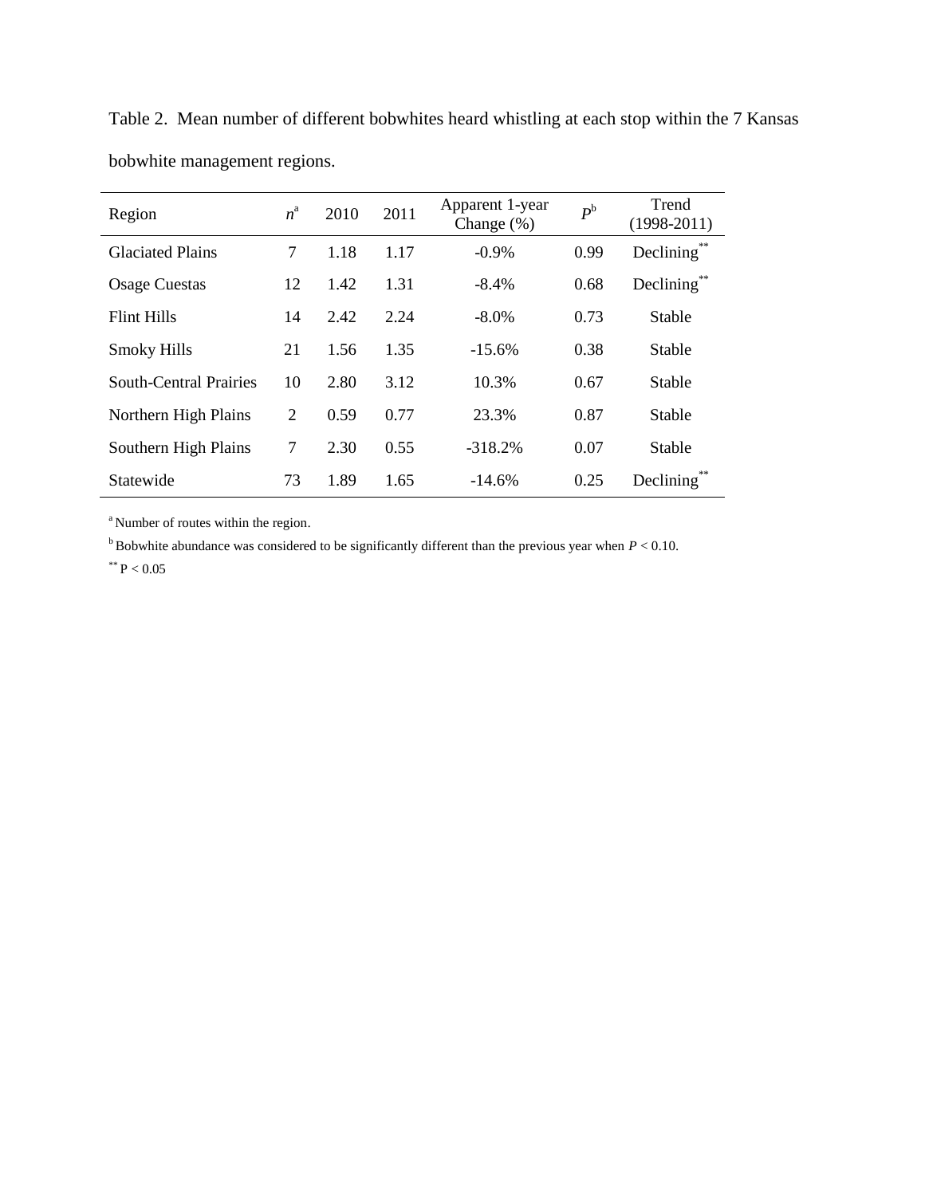Table 2. Mean number of different bobwhites heard whistling at each stop within the 7 Kansas bobwhite management regions.

| Region | $n$[a] | 2010 | 2011 | Apparent 1-year Change (%) | $P$[b] | Trend (1998-2011) |
|---|---|---|---|---|---|---|
| Glaciated Plains | 7 | 1.18 | 1.17 | -0.9% | 0.99 | Declining** |
| Osage Cuestas | 12 | 1.42 | 1.31 | -8.4% | 0.68 | Declining** |
| Flint Hills | 14 | 2.42 | 2.24 | -8.0% | 0.73 | Stable |
| Smoky Hills | 21 | 1.56 | 1.35 | -15.6% | 0.38 | Stable |
| South-Central Prairies | 10 | 2.80 | 3.12 | 10.3% | 0.67 | Stable |
| Northern High Plains | 2 | 0.59 | 0.77 | 23.3% | 0.87 | Stable |
| Southern High Plains | 7 | 2.30 | 0.55 | -318.2% | 0.07 | Stable |
| Statewide | 73 | 1.89 | 1.65 | -14.6% | 0.25 | Declining** |

[a] Number of routes within the region.

[b] Bobwhite abundance was considered to be significantly different than the previous year when $P < 0.10$.

** $P < 0.05$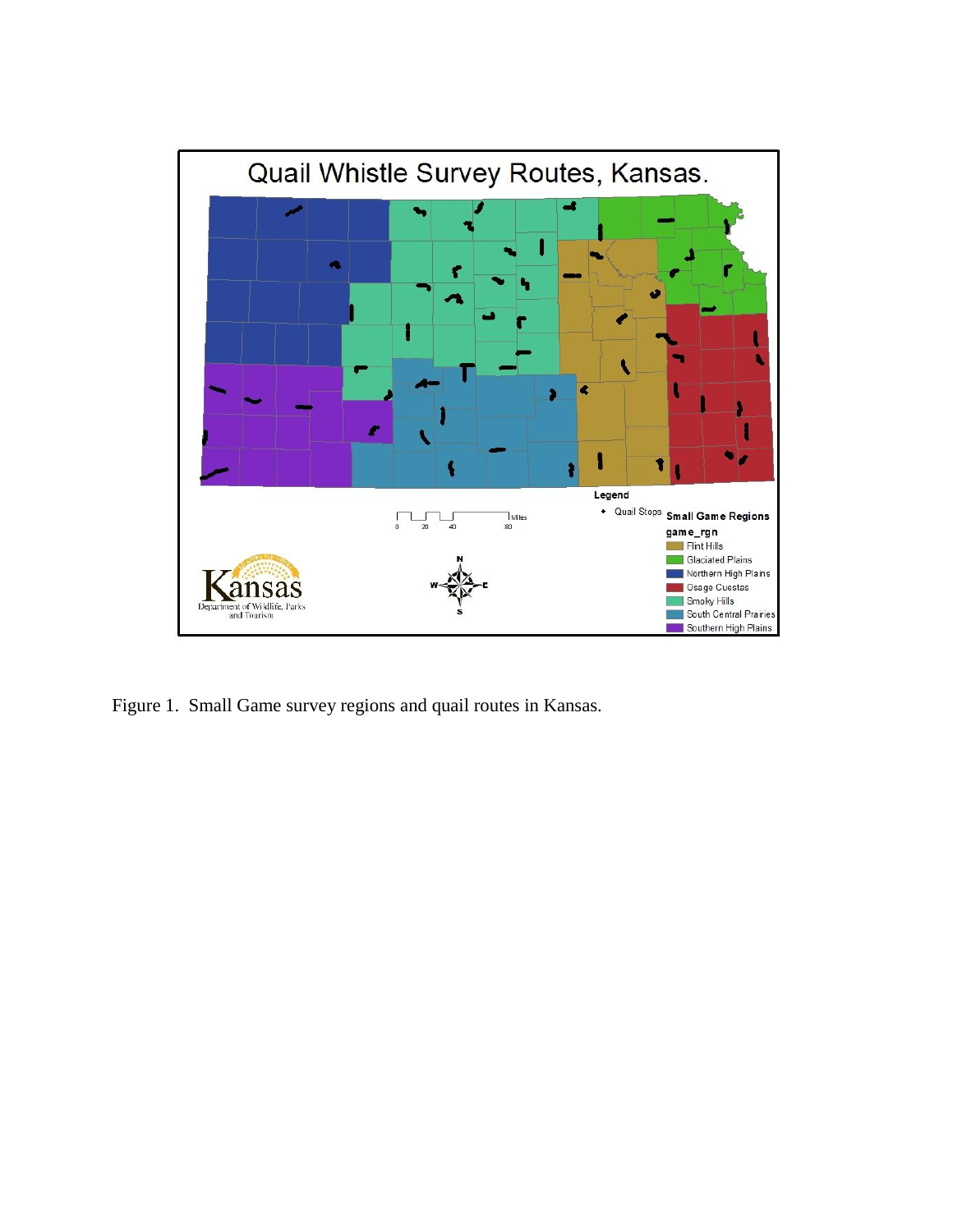Figure 1. Small Game survey regions and quail routes in Kansas.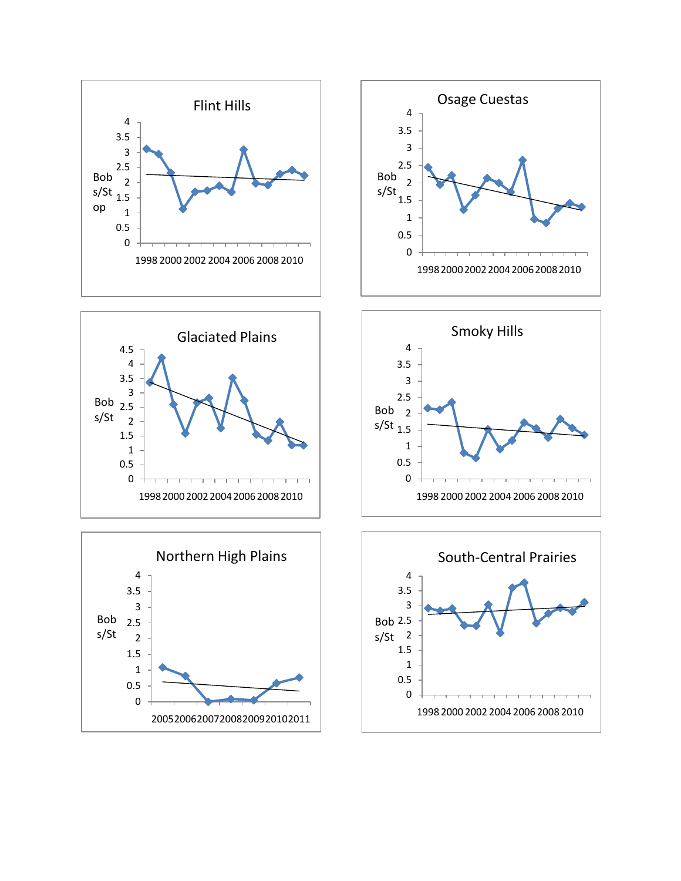**Flint Hills**

Bob s/Stop

4, 3.5, 3, 2.5, 2, 1.5, 1, 0.5, 0

1998 2000 2002 2004 2006 2008 2010

**Osage Cuestas**

Bob s/St

4, 3.5, 3, 2.5, 2, 1.5, 1, 0.5, 0

1998 2000 2002 2004 2006 2008 2010

**Glaciated Plains**

Bob s/St

4.5, 4, 3.5, 3, 2.5, 2, 1.5, 1, 0.5, 0

1998 2000 2002 2004 2006 2008 2010

**Smoky Hills**

Bob s/St

4, 3.5, 3, 2.5, 2, 1.5, 1, 0.5, 0

1998 2000 2002 2004 2006 2008 2010

**Northern High Plains**

Bob s/St

4, 3.5, 3, 2.5, 2, 1.5, 1, 0.5, 0

2005 2006 2007 2008 2009 2010 2011

**South-Central Prairies**

Bob s/St

4, 3.5, 3, 2.5, 2, 1.5, 1, 0.5, 0

1998 2000 2002 2004 2006 2008 2010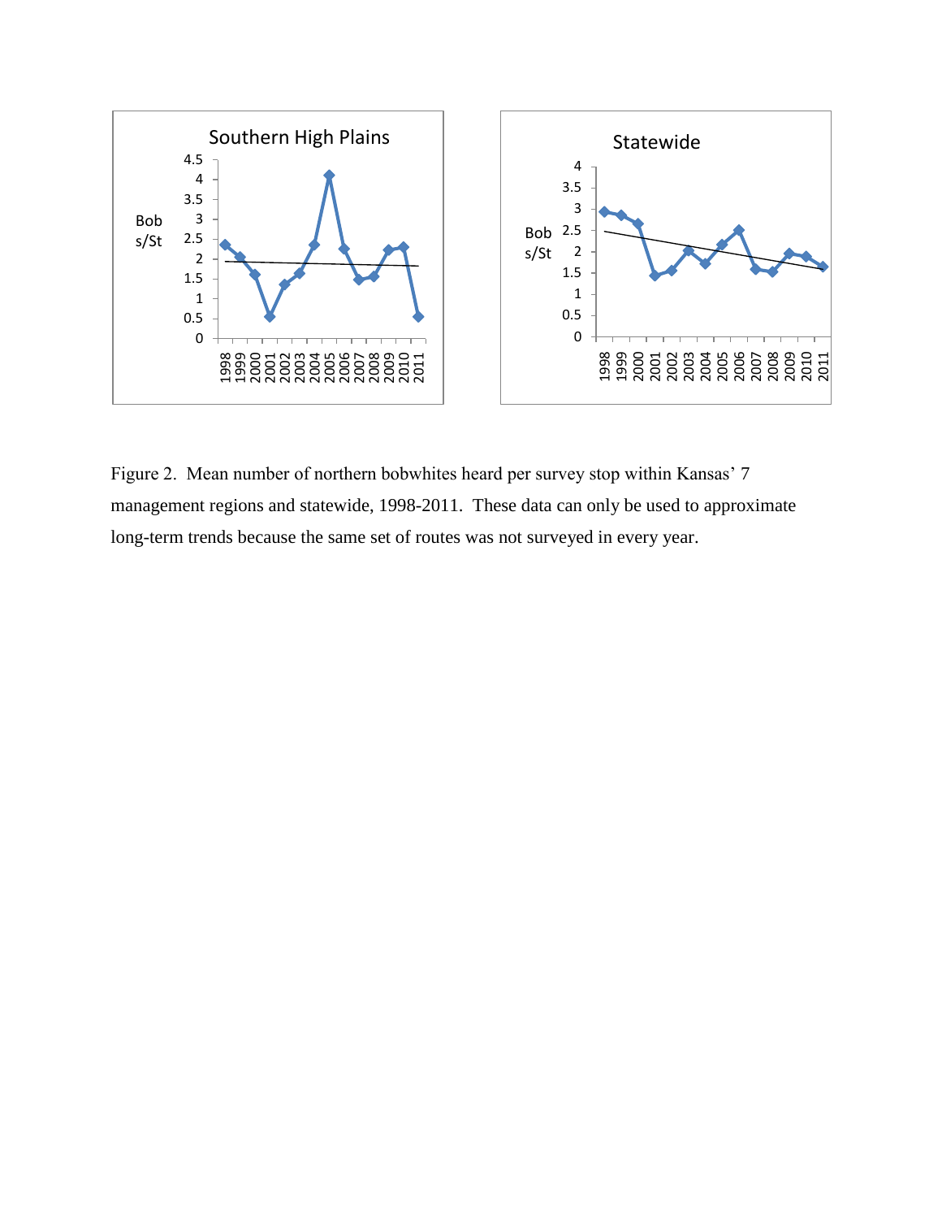Figure 2. Mean number of northern bobwhites heard per survey stop within Kansas' 7 management regions and statewide, 1998-2011. These data can only be used to approximate long-term trends because the same set of routes was not surveyed in every year.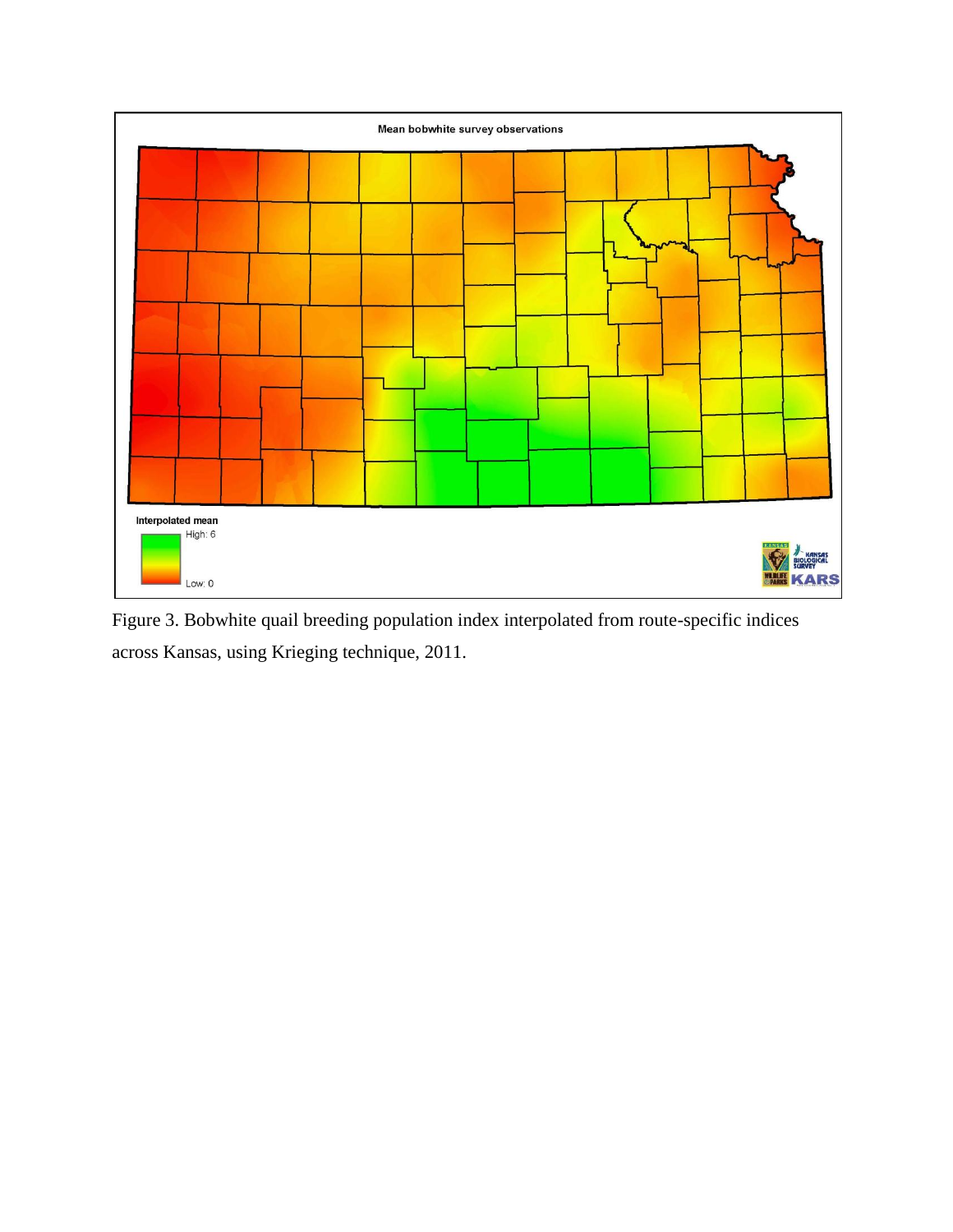Mean bobwhite survey observations

Interpolated mean

High: 6

Low: 0

Figure 3. Bobwhite quail breeding population index interpolated from route-specific indices across Kansas, using Krieging technique, 2011.